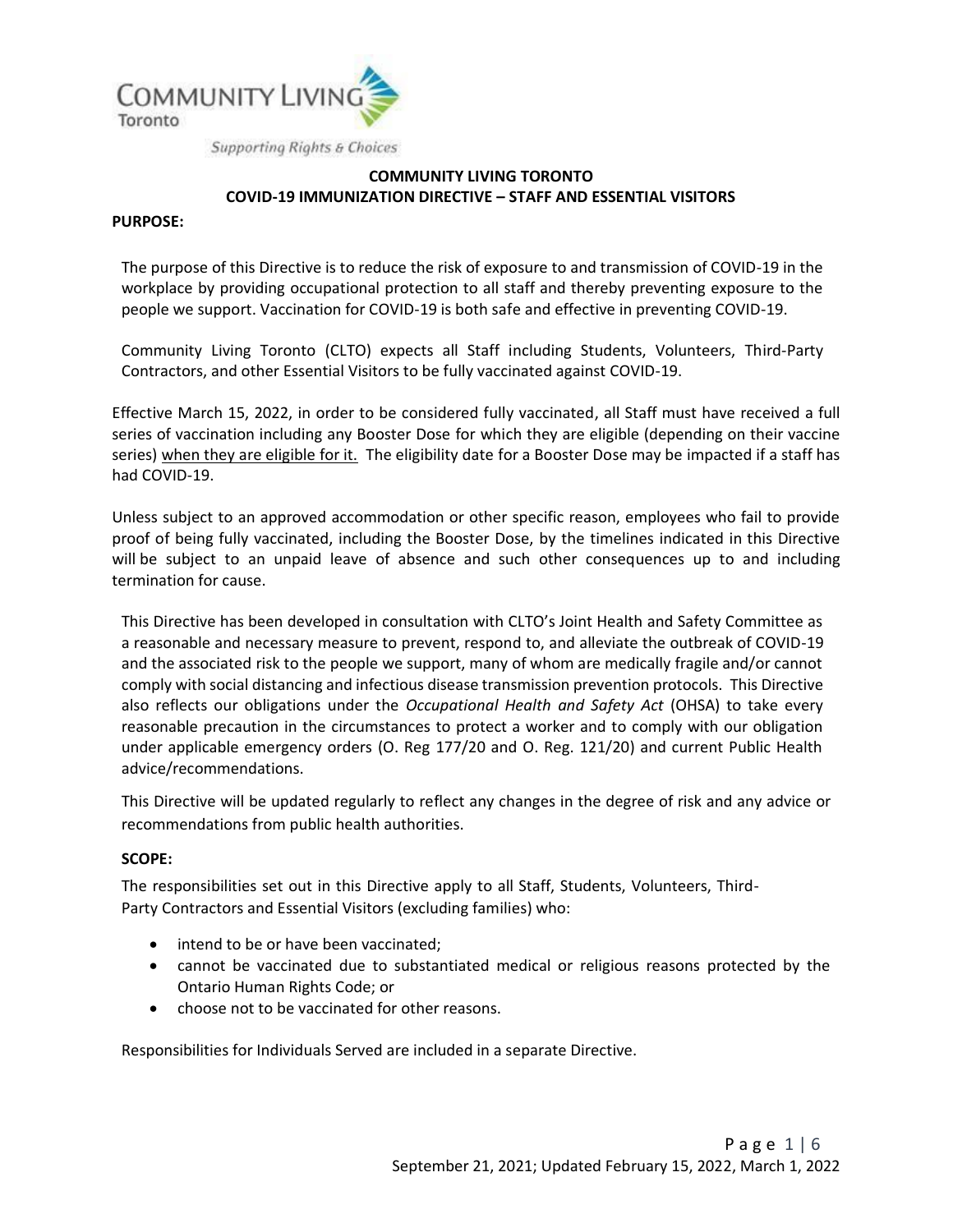Community Living Toronto

*Supporting Rights & Choices*

# COMMUNITY LIVING TORONTO
# COVID-19 IMMUNIZATION DIRECTIVE – STAFF AND ESSENTIAL VISITORS

## PURPOSE:

The purpose of this Directive is to reduce the risk of exposure to and transmission of COVID-19 in the workplace by providing occupational protection to all staff and thereby preventing exposure to the people we support. Vaccination for COVID-19 is both safe and effective in preventing COVID-19.

Community Living Toronto (CLTO) expects all Staff including Students, Volunteers, Third-Party Contractors, and other Essential Visitors to be fully vaccinated against COVID-19.

Effective March 15, 2022, in order to be considered fully vaccinated, all Staff must have received a full series of vaccination including any Booster Dose for which they are eligible (depending on their vaccine series) when they are eligible for it. The eligibility date for a Booster Dose may be impacted if a staff has had COVID-19.

Unless subject to an approved accommodation or other specific reason, employees who fail to provide proof of being fully vaccinated, including the Booster Dose, by the timelines indicated in this Directive will be subject to an unpaid leave of absence and such other consequences up to and including termination for cause.

This Directive has been developed in consultation with CLTO's Joint Health and Safety Committee as a reasonable and necessary measure to prevent, respond to, and alleviate the outbreak of COVID-19 and the associated risk to the people we support, many of whom are medically fragile and/or cannot comply with social distancing and infectious disease transmission prevention protocols. This Directive also reflects our obligations under the *Occupational Health and Safety Act* (OHSA) to take every reasonable precaution in the circumstances to protect a worker and to comply with our obligation under applicable emergency orders (O. Reg 177/20 and O. Reg. 121/20) and current Public Health advice/recommendations.

This Directive will be updated regularly to reflect any changes in the degree of risk and any advice or recommendations from public health authorities.

## SCOPE:

The responsibilities set out in this Directive apply to all Staff, Students, Volunteers, Third-Party Contractors and Essential Visitors (excluding families) who:

- intend to be or have been vaccinated;
- cannot be vaccinated due to substantiated medical or religious reasons protected by the Ontario Human Rights Code; or
- choose not to be vaccinated for other reasons.

Responsibilities for Individuals Served are included in a separate Directive.

September 21, 2021; Updated February 15, 2022, March 1, 2022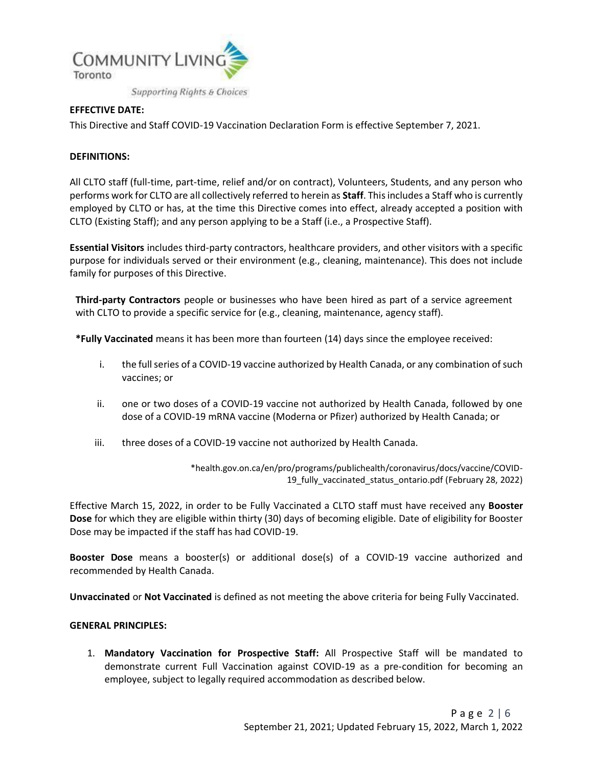**EFFECTIVE DATE:**

This Directive and Staff COVID-19 Vaccination Declaration Form is effective September 7, 2021.

**DEFINITIONS:**

All CLTO staff (full-time, part-time, relief and/or on contract), Volunteers, Students, and any person who performs work for CLTO are all collectively referred to herein as **Staff**. This includes a Staff who is currently employed by CLTO or has, at the time this Directive comes into effect, already accepted a position with CLTO (Existing Staff); and any person applying to be a Staff (i.e., a Prospective Staff).

**Essential Visitors** includes third-party contractors, healthcare providers, and other visitors with a specific purpose for individuals served or their environment (e.g., cleaning, maintenance). This does not include family for purposes of this Directive.

**Third-party Contractors** people or businesses who have been hired as part of a service agreement with CLTO to provide a specific service for (e.g., cleaning, maintenance, agency staff).

**\*Fully Vaccinated** means it has been more than fourteen (14) days since the employee received:

i. the full series of a COVID-19 vaccine authorized by Health Canada, or any combination of such vaccines; or

ii. one or two doses of a COVID-19 vaccine not authorized by Health Canada, followed by one dose of a COVID-19 mRNA vaccine (Moderna or Pfizer) authorized by Health Canada; or

iii. three doses of a COVID-19 vaccine not authorized by Health Canada.

\*health.gov.on.ca/en/pro/programs/publichealth/coronavirus/docs/vaccine/COVID-19_fully_vaccinated_status_ontario.pdf (February 28, 2022)

Effective March 15, 2022, in order to be Fully Vaccinated a CLTO staff must have received any **Booster Dose** for which they are eligible within thirty (30) days of becoming eligible. Date of eligibility for Booster Dose may be impacted if the staff has had COVID-19.

**Booster Dose** means a booster(s) or additional dose(s) of a COVID-19 vaccine authorized and recommended by Health Canada.

**Unvaccinated** or **Not Vaccinated** is defined as not meeting the above criteria for being Fully Vaccinated.

**GENERAL PRINCIPLES:**

1. **Mandatory Vaccination for Prospective Staff:** All Prospective Staff will be mandated to demonstrate current Full Vaccination against COVID-19 as a pre-condition for becoming an employee, subject to legally required accommodation as described below.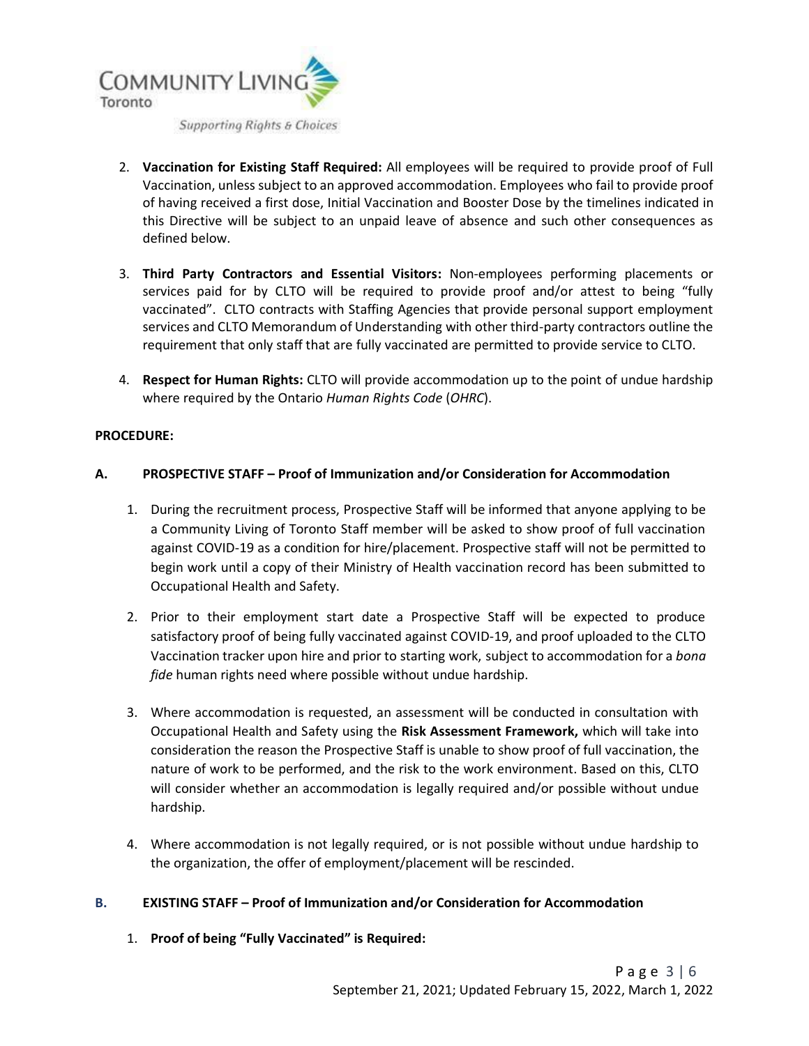2. **Vaccination for Existing Staff Required:** All employees will be required to provide proof of Full Vaccination, unless subject to an approved accommodation. Employees who fail to provide proof of having received a first dose, Initial Vaccination and Booster Dose by the timelines indicated in this Directive will be subject to an unpaid leave of absence and such other consequences as defined below.

3. **Third Party Contractors and Essential Visitors:** Non-employees performing placements or services paid for by CLTO will be required to provide proof and/or attest to being "fully vaccinated". CLTO contracts with Staffing Agencies that provide personal support employment services and CLTO Memorandum of Understanding with other third-party contractors outline the requirement that only staff that are fully vaccinated are permitted to provide service to CLTO.

4. **Respect for Human Rights:** CLTO will provide accommodation up to the point of undue hardship where required by the Ontario *Human Rights Code* (*OHRC*).

**PROCEDURE:**

**A. PROSPECTIVE STAFF – Proof of Immunization and/or Consideration for Accommodation**

1. During the recruitment process, Prospective Staff will be informed that anyone applying to be a Community Living of Toronto Staff member will be asked to show proof of full vaccination against COVID-19 as a condition for hire/placement. Prospective staff will not be permitted to begin work until a copy of their Ministry of Health vaccination record has been submitted to Occupational Health and Safety.

2. Prior to their employment start date a Prospective Staff will be expected to produce satisfactory proof of being fully vaccinated against COVID-19, and proof uploaded to the CLTO Vaccination tracker upon hire and prior to starting work, subject to accommodation for a *bona fide* human rights need where possible without undue hardship.

3. Where accommodation is requested, an assessment will be conducted in consultation with Occupational Health and Safety using the **Risk Assessment Framework,** which will take into consideration the reason the Prospective Staff is unable to show proof of full vaccination, the nature of work to be performed, and the risk to the work environment. Based on this, CLTO will consider whether an accommodation is legally required and/or possible without undue hardship.

4. Where accommodation is not legally required, or is not possible without undue hardship to the organization, the offer of employment/placement will be rescinded.

**B. EXISTING STAFF – Proof of Immunization and/or Consideration for Accommodation**

1. **Proof of being "Fully Vaccinated" is Required:**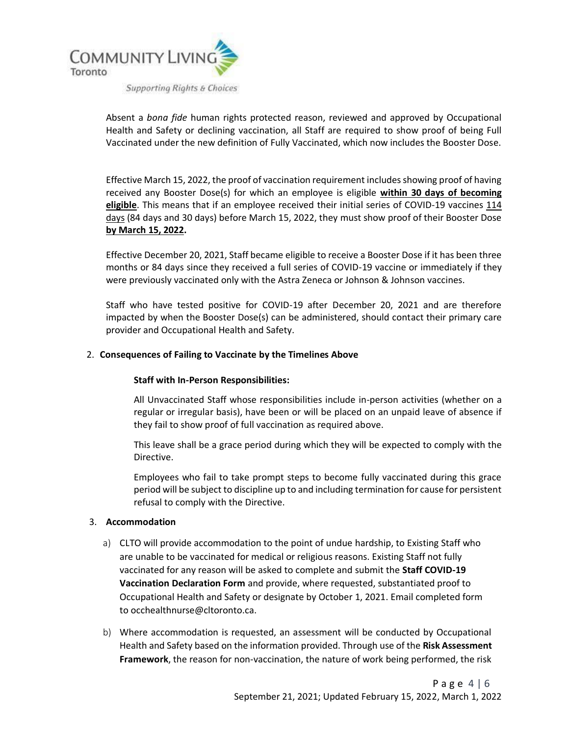Absent a *bona fide* human rights protected reason, reviewed and approved by Occupational Health and Safety or declining vaccination, all Staff are required to show proof of being Full Vaccinated under the new definition of Fully Vaccinated, which now includes the Booster Dose.

Effective March 15, 2022, the proof of vaccination requirement includes showing proof of having received any Booster Dose(s) for which an employee is eligible **within 30 days of becoming eligible**. This means that if an employee received their initial series of COVID-19 vaccines 114 days (84 days and 30 days) before March 15, 2022, they must show proof of their Booster Dose **by March 15, 2022.**

Effective December 20, 2021, Staff became eligible to receive a Booster Dose if it has been three months or 84 days since they received a full series of COVID-19 vaccine or immediately if they were previously vaccinated only with the Astra Zeneca or Johnson & Johnson vaccines.

Staff who have tested positive for COVID-19 after December 20, 2021 and are therefore impacted by when the Booster Dose(s) can be administered, should contact their primary care provider and Occupational Health and Safety.

2. **Consequences of Failing to Vaccinate by the Timelines Above**

   **Staff with In-Person Responsibilities:**

   All Unvaccinated Staff whose responsibilities include in-person activities (whether on a regular or irregular basis), have been or will be placed on an unpaid leave of absence if they fail to show proof of full vaccination as required above.

   This leave shall be a grace period during which they will be expected to comply with the Directive.

   Employees who fail to take prompt steps to become fully vaccinated during this grace period will be subject to discipline up to and including termination for cause for persistent refusal to comply with the Directive.

3. **Accommodation**

   a) CLTO will provide accommodation to the point of undue hardship, to Existing Staff who are unable to be vaccinated for medical or religious reasons. Existing Staff not fully vaccinated for any reason will be asked to complete and submit the **Staff COVID-19 Vaccination Declaration Form** and provide, where requested, substantiated proof to Occupational Health and Safety or designate by October 1, 2021. Email completed form to occhealthnurse@cltoronto.ca.

   b) Where accommodation is requested, an assessment will be conducted by Occupational Health and Safety based on the information provided. Through use of the **Risk Assessment Framework**, the reason for non-vaccination, the nature of work being performed, the risk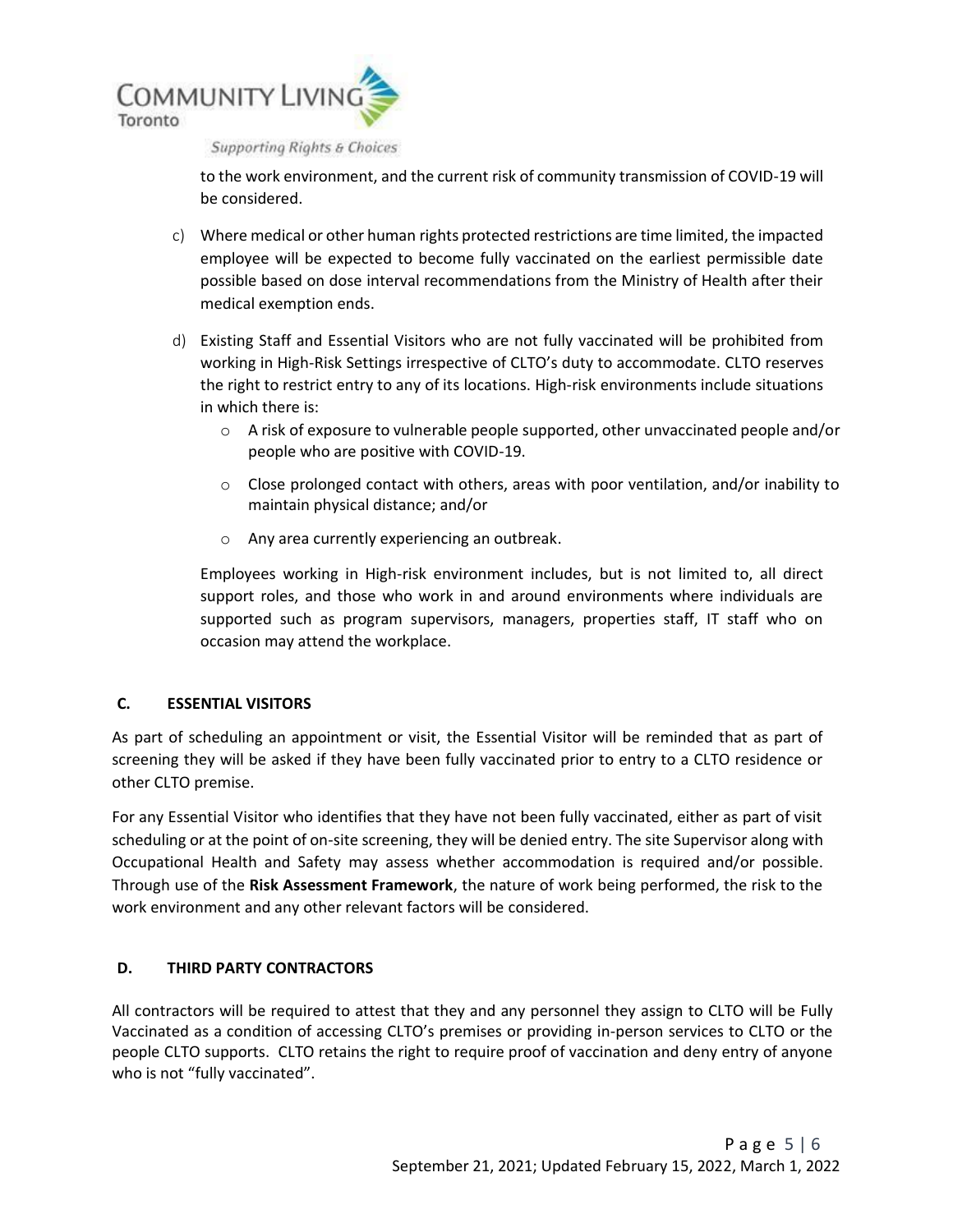to the work environment, and the current risk of community transmission of COVID-19 will be considered.

c) Where medical or other human rights protected restrictions are time limited, the impacted employee will be expected to become fully vaccinated on the earliest permissible date possible based on dose interval recommendations from the Ministry of Health after their medical exemption ends.

d) Existing Staff and Essential Visitors who are not fully vaccinated will be prohibited from working in High-Risk Settings irrespective of CLTO's duty to accommodate. CLTO reserves the right to restrict entry to any of its locations. High-risk environments include situations in which there is:

   - A risk of exposure to vulnerable people supported, other unvaccinated people and/or people who are positive with COVID-19.
   - Close prolonged contact with others, areas with poor ventilation, and/or inability to maintain physical distance; and/or
   - Any area currently experiencing an outbreak.

   Employees working in High-risk environment includes, but is not limited to, all direct support roles, and those who work in and around environments where individuals are supported such as program supervisors, managers, properties staff, IT staff who on occasion may attend the workplace.

## C. ESSENTIAL VISITORS

As part of scheduling an appointment or visit, the Essential Visitor will be reminded that as part of screening they will be asked if they have been fully vaccinated prior to entry to a CLTO residence or other CLTO premise.

For any Essential Visitor who identifies that they have not been fully vaccinated, either as part of visit scheduling or at the point of on-site screening, they will be denied entry. The site Supervisor along with Occupational Health and Safety may assess whether accommodation is required and/or possible. Through use of the **Risk Assessment Framework**, the nature of work being performed, the risk to the work environment and any other relevant factors will be considered.

## D. THIRD PARTY CONTRACTORS

All contractors will be required to attest that they and any personnel they assign to CLTO will be Fully Vaccinated as a condition of accessing CLTO's premises or providing in-person services to CLTO or the people CLTO supports. CLTO retains the right to require proof of vaccination and deny entry of anyone who is not "fully vaccinated".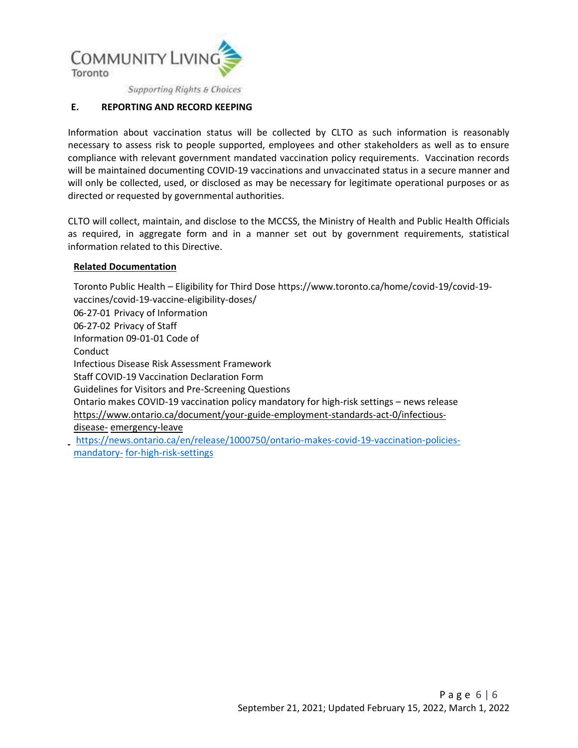## E. REPORTING AND RECORD KEEPING

Information about vaccination status will be collected by CLTO as such information is reasonably necessary to assess risk to people supported, employees and other stakeholders as well as to ensure compliance with relevant government mandated vaccination policy requirements. Vaccination records will be maintained documenting COVID-19 vaccinations and unvaccinated status in a secure manner and will only be collected, used, or disclosed as may be necessary for legitimate operational purposes or as directed or requested by governmental authorities.

CLTO will collect, maintain, and disclose to the MCCSS, the Ministry of Health and Public Health Officials as required, in aggregate form and in a manner set out by government requirements, statistical information related to this Directive.

**Related Documentation**

Toronto Public Health – Eligibility for Third Dose https://www.toronto.ca/home/covid-19/covid-19-vaccines/covid-19-vaccine-eligibility-doses/
06-27-01 Privacy of Information
06-27-02 Privacy of Staff
Information 09-01-01 Code of
Conduct
Infectious Disease Risk Assessment Framework
Staff COVID-19 Vaccination Declaration Form
Guidelines for Visitors and Pre-Screening Questions
Ontario makes COVID-19 vaccination policy mandatory for high-risk settings – news release
https://www.ontario.ca/document/your-guide-employment-standards-act-0/infectious-disease- emergency-leave
https://news.ontario.ca/en/release/1000750/ontario-makes-covid-19-vaccination-policies-mandatory- for-high-risk-settings

September 21, 2021; Updated February 15, 2022, March 1, 2022